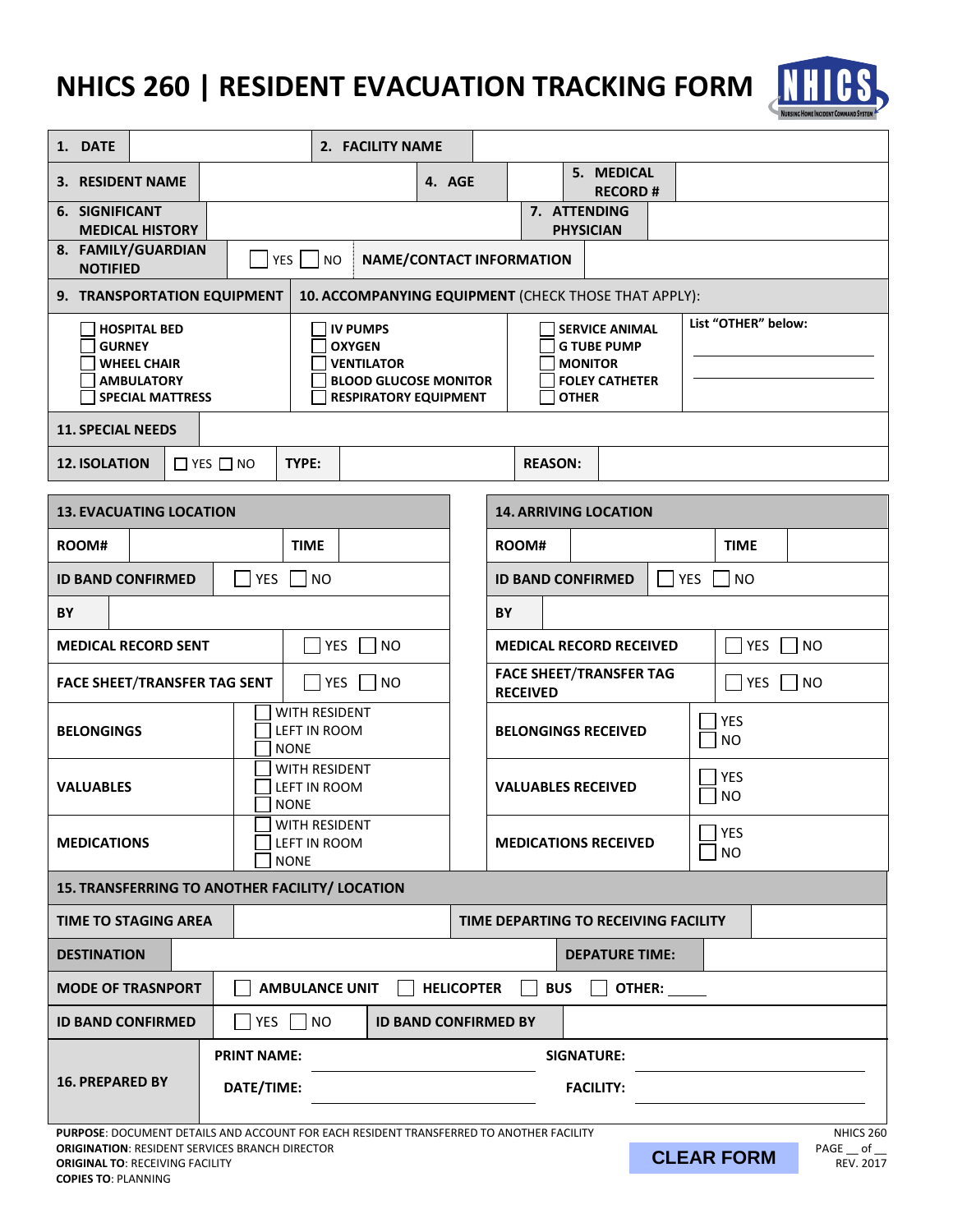# NHICS 260 | RESIDENT EVACUATION TRACKING FORM

| | | | | | |
|---|---|---|---|---|---|
| **1. DATE** | | **2. FACILITY NAME** | | | |
| **3. RESIDENT NAME** | | **4. AGE** | | **5. MEDICAL RECORD #** | |
| **6. SIGNIFICANT MEDICAL HISTORY** | | | | **7. ATTENDING PHYSICIAN** | |
| **8. FAMILY/GUARDIAN NOTIFIED** | ☐ YES ☐ NO | **NAME/CONTACT INFORMATION** | | | |

| **9. TRANSPORTATION EQUIPMENT** | **10. ACCOMPANYING EQUIPMENT** (CHECK THOSE THAT APPLY): | | |
|---|---|---|---|
| ☐ **HOSPITAL BED**<br>☐ **GURNEY**<br>☐ **WHEEL CHAIR**<br>☐ **AMBULATORY**<br>☐ **SPECIAL MATTRESS** | ☐ **IV PUMPS**<br>☐ **OXYGEN**<br>☐ **VENTILATOR**<br>☐ **BLOOD GLUCOSE MONITOR**<br>☐ **RESPIRATORY EQUIPMENT** | ☐ **SERVICE ANIMAL**<br>☐ **G TUBE PUMP**<br>☐ **MONITOR**<br>☐ **FOLEY CATHETER**<br>☐ **OTHER** | **List "OTHER" below:**<br>\_\_\_\_\_\_\_\_\_\_\_\_\_\_\_\_<br>\_\_\_\_\_\_\_\_\_\_\_\_\_\_\_\_ |

| | | | | | |
|---|---|---|---|---|---|
| **11. SPECIAL NEEDS** | | | | | |
| **12. ISOLATION** | ☐ YES ☐ NO | **TYPE:** | | **REASON:** | |

| **13. EVACUATING LOCATION** | | | | **14. ARRIVING LOCATION** | | | |
|---|---|---|---|---|---|---|---|
| **ROOM#** | | **TIME** | | **ROOM#** | | **TIME** | |
| **ID BAND CONFIRMED** | ☐ YES ☐ NO | | | **ID BAND CONFIRMED** | ☐ YES ☐ NO | | |
| **BY** | | | | **BY** | | | |
| **MEDICAL RECORD SENT** | ☐ YES ☐ NO | | | **MEDICAL RECORD RECEIVED** | ☐ YES ☐ NO | | |
| **FACE SHEET/TRANSFER TAG SENT** | ☐ YES ☐ NO | | | **FACE SHEET/TRANSFER TAG RECEIVED** | ☐ YES ☐ NO | | |
| **BELONGINGS** | ☐ WITH RESIDENT<br>☐ LEFT IN ROOM<br>☐ NONE | | | **BELONGINGS RECEIVED** | ☐ YES<br>☐ NO | | |
| **VALUABLES** | ☐ WITH RESIDENT<br>☐ LEFT IN ROOM<br>☐ NONE | | | **VALUABLES RECEIVED** | ☐ YES<br>☐ NO | | |
| **MEDICATIONS** | ☐ WITH RESIDENT<br>☐ LEFT IN ROOM<br>☐ NONE | | | **MEDICATIONS RECEIVED** | ☐ YES<br>☐ NO | | |

| **15. TRANSFERRING TO ANOTHER FACILITY/ LOCATION** | | | |
|---|---|---|---|
| **TIME TO STAGING AREA** | | **TIME DEPARTING TO RECEIVING FACILITY** | |
| **DESTINATION** | | **DEPATURE TIME:** | |
| **MODE OF TRASNPORT** | ☐ **AMBULANCE UNIT** ☐ **HELICOPTER** ☐ **BUS** ☐ **OTHER:** \_\_\_\_\_ | | |
| **ID BAND CONFIRMED** | ☐ YES ☐ NO | **ID BAND CONFIRMED BY** | |

| **16. PREPARED BY** | **PRINT NAME:** | | **SIGNATURE:** | |
|---|---|---|---|---|
| | **DATE/TIME:** | | **FACILITY:** | |

**PURPOSE**: DOCUMENT DETAILS AND ACCOUNT FOR EACH RESIDENT TRANSFERRED TO ANOTHER FACILITY
**ORIGINATION**: RESIDENT SERVICES BRANCH DIRECTOR
**ORIGINAL TO**: RECEIVING FACILITY
**COPIES TO**: PLANNING

CLEAR FORM

NHICS 260
PAGE \_\_ of \_\_
REV. 2017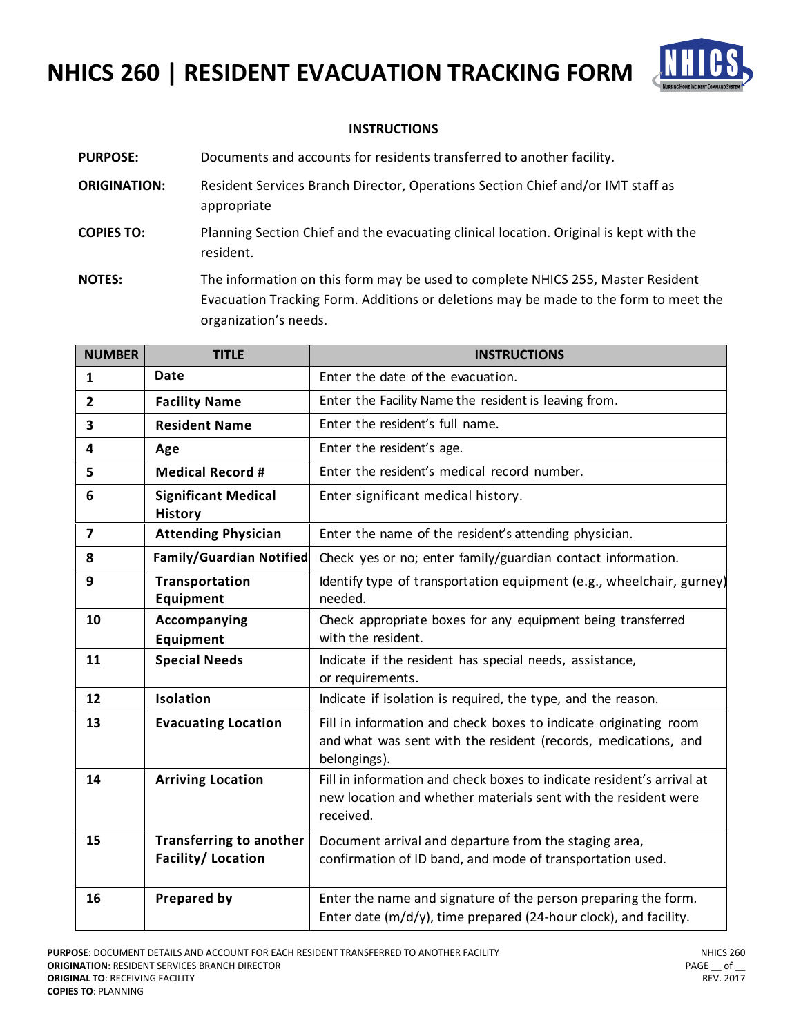# NHICS 260 | RESIDENT EVACUATION TRACKING FORM

## INSTRUCTIONS

**PURPOSE:** Documents and accounts for residents transferred to another facility.

**ORIGINATION:** Resident Services Branch Director, Operations Section Chief and/or IMT staff as appropriate

**COPIES TO:** Planning Section Chief and the evacuating clinical location. Original is kept with the resident.

**NOTES:** The information on this form may be used to complete NHICS 255, Master Resident Evacuation Tracking Form. Additions or deletions may be made to the form to meet the organization's needs.

| NUMBER | TITLE | INSTRUCTIONS |
|---|---|---|
| **1** | **Date** | Enter the date of the evacuation. |
| **2** | **Facility Name** | Enter the Facility Name the resident is leaving from. |
| **3** | **Resident Name** | Enter the resident's full name. |
| **4** | **Age** | Enter the resident's age. |
| **5** | **Medical Record #** | Enter the resident's medical record number. |
| **6** | **Significant Medical History** | Enter significant medical history. |
| **7** | **Attending Physician** | Enter the name of the resident's attending physician. |
| **8** | **Family/Guardian Notified** | Check yes or no; enter family/guardian contact information. |
| **9** | **Transportation Equipment** | Identify type of transportation equipment (e.g., wheelchair, gurney) needed. |
| **10** | **Accompanying Equipment** | Check appropriate boxes for any equipment being transferred with the resident. |
| **11** | **Special Needs** | Indicate if the resident has special needs, assistance, or requirements. |
| **12** | **Isolation** | Indicate if isolation is required, the type, and the reason. |
| **13** | **Evacuating Location** | Fill in information and check boxes to indicate originating room and what was sent with the resident (records, medications, and belongings). |
| **14** | **Arriving Location** | Fill in information and check boxes to indicate resident's arrival at new location and whether materials sent with the resident were received. |
| **15** | **Transferring to another Facility/ Location** | Document arrival and departure from the staging area, confirmation of ID band, and mode of transportation used. |
| **16** | **Prepared by** | Enter the name and signature of the person preparing the form. Enter date (m/d/y), time prepared (24-hour clock), and facility. |

**PURPOSE**: DOCUMENT DETAILS AND ACCOUNT FOR EACH RESIDENT TRANSFERRED TO ANOTHER FACILITY
**ORIGINATION**: RESIDENT SERVICES BRANCH DIRECTOR
**ORIGINAL TO**: RECEIVING FACILITY
**COPIES TO**: PLANNING

NHICS 260
REV. 2017